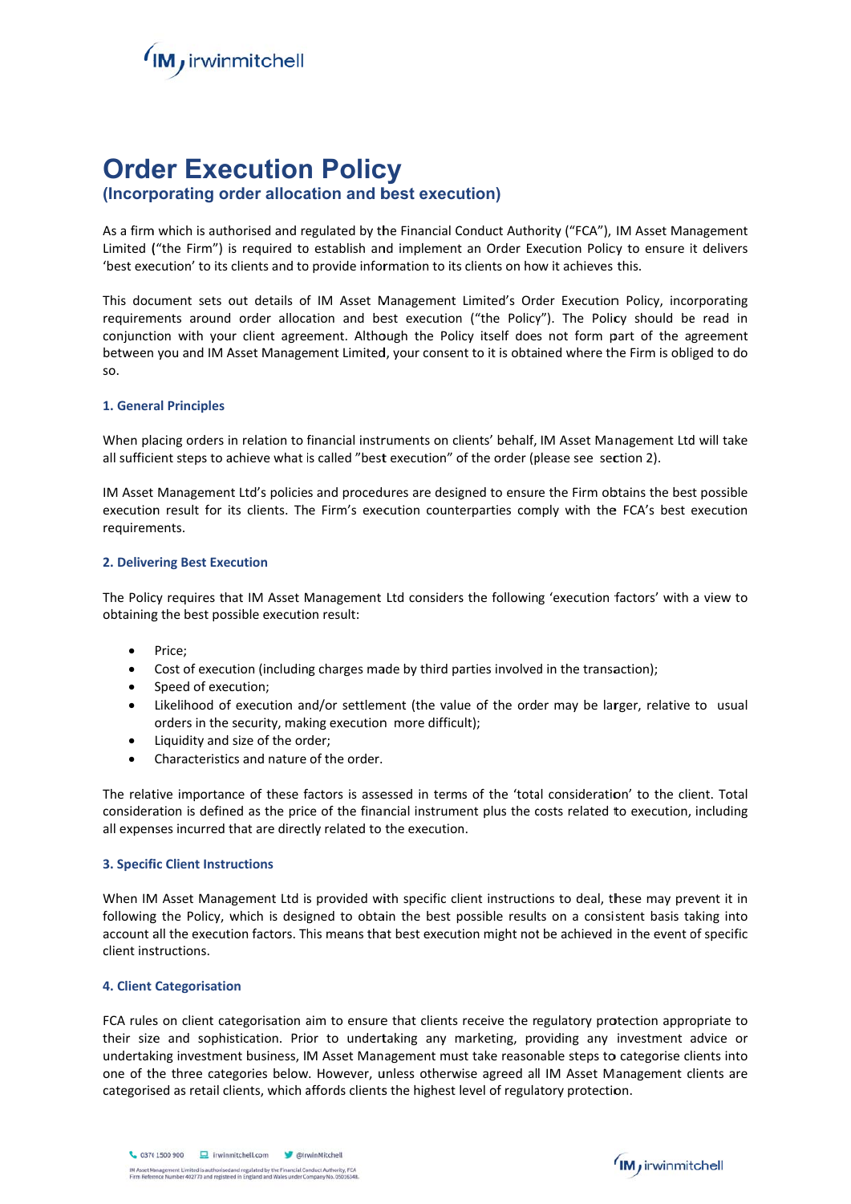# Order Execution Policy

## (Incorporating order allocation and best execution)

As a firm which is authorised and regulated by the Financial Conduct Authority ("FCA"), IM Asset Management Limited ("the Firm") is required to establish and implement an Order Execution Policy to ensure it delivers 'best execution' to its clients and to provide information to its clients on how it achieves this.

This document sets out details of IM Asset Management Limited's Order Execution Policy, incorporating requirements around order allocation and best execution ("the Policy"). The Policy should be read in conjunction with your client agreement. Although the Policy itself does not form part of the agreement between you and IM Asset Management Limited, your consent to it is obtained where the Firm is obliged to do so.

### 1. General Principles

When placing orders in relation to financial instruments on clients' behalf, IM Asset Management Ltd will take all sufficient steps to achieve what is called "best execution" of the order (please see section 2).

IM Asset Management Ltd's policies and procedures are designed to ensure the Firm obtains the best possible execution result for its clients. The Firm's execution counterparties comply with the FCA's best execution requirements.

### 2. Delivering Best Execution

The Policy requires that IM Asset Management Ltd considers the following 'execution factors' with a view to obtaining the best possible execution result:

- Price;
- Cost of execution (including charges made by third parties involved in the transaction);
- Speed of execution;
- Likelihood of execution and/or settlement (the value of the order may be larger, relative to usual orders in the security, making execution more difficult);
- Liquidity and size of the order;
- Characteristics and nature of the order.

The relative importance of these factors is assessed in terms of the 'total consideration' to the client. Total consideration is defined as the price of the financial instrument plus the costs related to execution, including all expenses incurred that are directly related to the execution.

### 3. Specific Client Instructions

When IM Asset Management Ltd is provided with specific client instructions to deal, these may prevent it in following the Policy, which is designed to obtain the best possible results on a consistent basis taking into account all the execution factors. This means that best execution might not be achieved in the event of specific client instructions.

### 4. Client Categorisation

FCA rules on client categorisation aim to ensure that clients receive the regulatory protection appropriate to their size and sophistication. Prior to undertaking any marketing, providing any investment advice or undertaking investment business, IM Asset Management must take reasonable steps to categorise clients into one of the three categories below. However, unless otherwise agreed all IM Asset Management clients are categorised as retail clients, which affords clients the highest level of regulatory protection.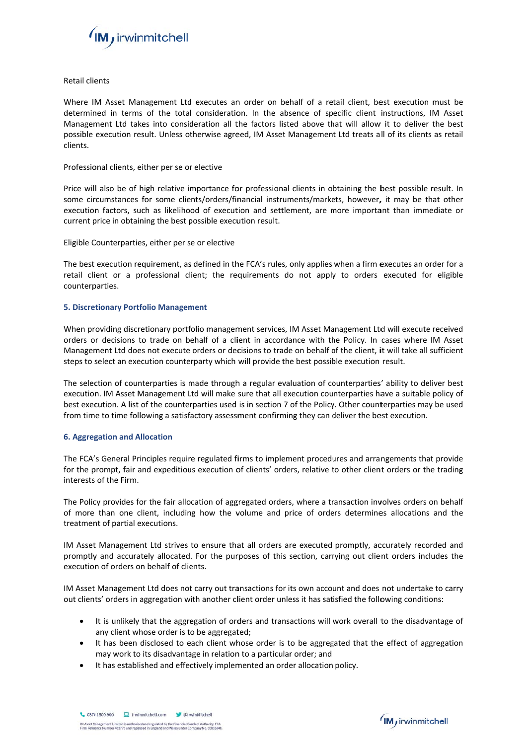Retail clients

Where IM Asset Management Ltd executes an order on behalf of a retail client, best execution must be determined in terms of the total consideration. In the absence of specific client instructions, IM Asset Management Ltd takes into consideration all the factors listed above that will allow it to deliver the best possible execution result. Unless otherwise agreed, IM Asset Management Ltd treats all of its clients as retail clients.

Professional clients, either per se or elective

Price will also be of high relative importance for professional clients in obtaining the best possible result. In some circumstances for some clients/orders/financial instruments/markets, however, it may be that other execution factors, such as likelihood of execution and settlement, are more important than immediate or current price in obtaining the best possible execution result.

Eligible Counterparties, either per se or elective

The best execution requirement, as defined in the FCA's rules, only applies when a firm executes an order for a retail client or a professional client; the requirements do not apply to orders executed for eligible counterparties.

## 5. Discretionary Portfolio Management

When providing discretionary portfolio management services, IM Asset Management Ltd will execute received orders or decisions to trade on behalf of a client in accordance with the Policy. In cases where IM Asset Management Ltd does not execute orders or decisions to trade on behalf of the client, it will take all sufficient steps to select an execution counterparty which will provide the best possible execution result.

The selection of counterparties is made through a regular evaluation of counterparties' ability to deliver best execution. IM Asset Management Ltd will make sure that all execution counterparties have a suitable policy of best execution. A list of the counterparties used is in section 7 of the Policy. Other counterparties may be used from time to time following a satisfactory assessment confirming they can deliver the best execution.

## 6. Aggregation and Allocation

The FCA's General Principles require regulated firms to implement procedures and arrangements that provide for the prompt, fair and expeditious execution of clients' orders, relative to other client orders or the trading interests of the Firm.

The Policy provides for the fair allocation of aggregated orders, where a transaction involves orders on behalf of more than one client, including how the volume and price of orders determines allocations and the treatment of partial executions.

IM Asset Management Ltd strives to ensure that all orders are executed promptly, accurately recorded and promptly and accurately allocated. For the purposes of this section, carrying out client orders includes the execution of orders on behalf of clients.

IM Asset Management Ltd does not carry out transactions for its own account and does not undertake to carry out clients' orders in aggregation with another client order unless it has satisfied the following conditions:

- It is unlikely that the aggregation of orders and transactions will work overall to the disadvantage of any client whose order is to be aggregated;
- It has been disclosed to each client whose order is to be aggregated that the effect of aggregation may work to its disadvantage in relation to a particular order; and
- It has established and effectively implemented an order allocation policy.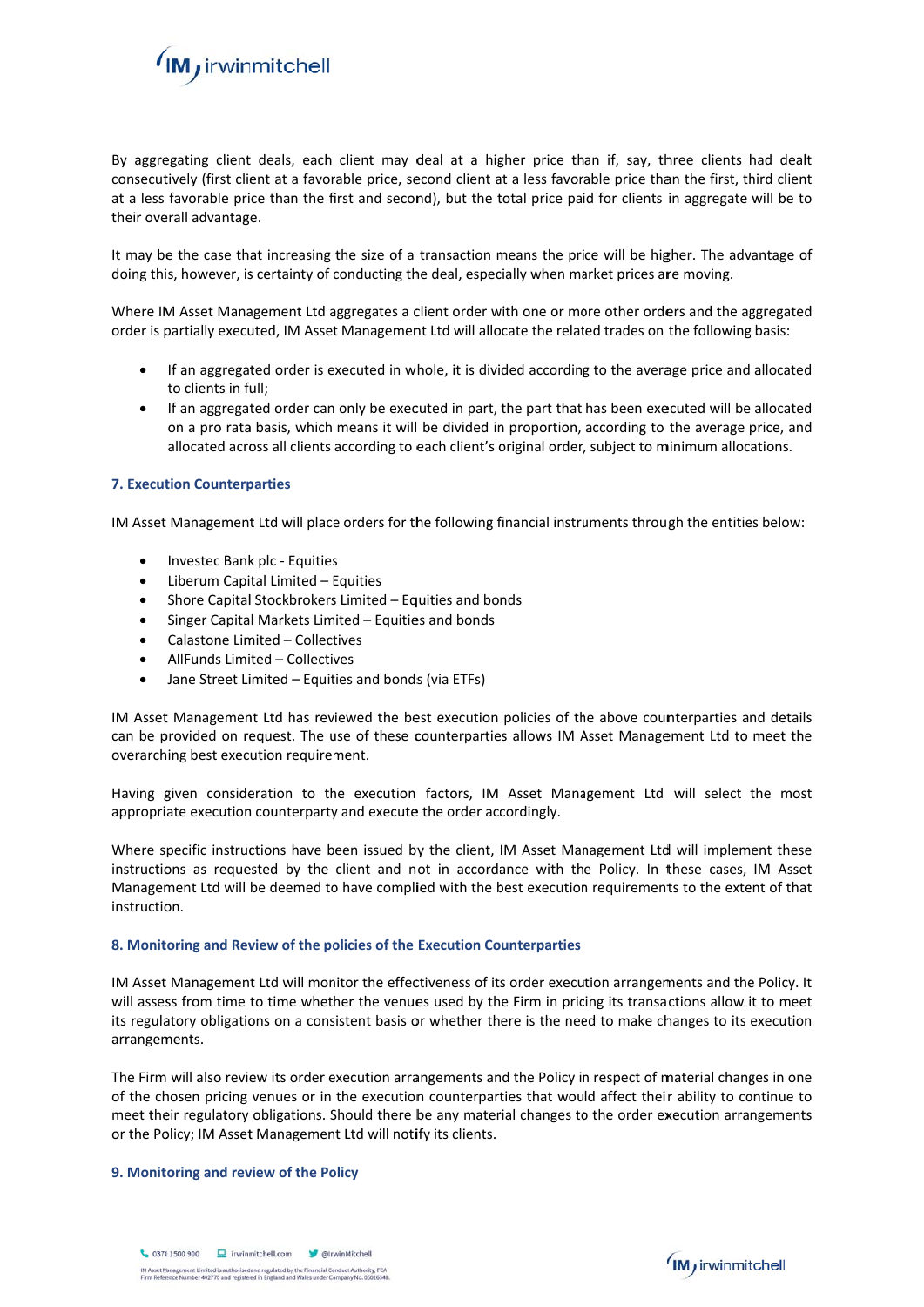By aggregating client deals, each client may deal at a higher price than if, say, three clients had dealt consecutively (first client at a favorable price, second client at a less favorable price than the first, third client at a less favorable price than the first and second), but the total price paid for clients in aggregate will be to their overall advantage.

It may be the case that increasing the size of a transaction means the price will be higher. The advantage of doing this, however, is certainty of conducting the deal, especially when market prices are moving.

Where IM Asset Management Ltd aggregates a client order with one or more other orders and the aggregated order is partially executed, IM Asset Management Ltd will allocate the related trades on the following basis:

- If an aggregated order is executed in whole, it is divided according to the average price and allocated to clients in full;
- If an aggregated order can only be executed in part, the part that has been executed will be allocated on a pro rata basis, which means it will be divided in proportion, according to the average price, and allocated across all clients according to each client's original order, subject to minimum allocations.

### 7. Execution Counterparties

IM Asset Management Ltd will place orders for the following financial instruments through the entities below:

- Investec Bank plc - Equities
- Liberum Capital Limited – Equities
- Shore Capital Stockbrokers Limited – Equities and bonds
- Singer Capital Markets Limited – Equities and bonds
- Calastone Limited – Collectives
- AllFunds Limited – Collectives
- Jane Street Limited – Equities and bonds (via ETFs)

IM Asset Management Ltd has reviewed the best execution policies of the above counterparties and details can be provided on request. The use of these counterparties allows IM Asset Management Ltd to meet the overarching best execution requirement.

Having given consideration to the execution factors, IM Asset Management Ltd will select the most appropriate execution counterparty and execute the order accordingly.

Where specific instructions have been issued by the client, IM Asset Management Ltd will implement these instructions as requested by the client and not in accordance with the Policy. In these cases, IM Asset Management Ltd will be deemed to have complied with the best execution requirements to the extent of that instruction.

### 8. Monitoring and Review of the policies of the Execution Counterparties

IM Asset Management Ltd will monitor the effectiveness of its order execution arrangements and the Policy. It will assess from time to time whether the venues used by the Firm in pricing its transactions allow it to meet its regulatory obligations on a consistent basis or whether there is the need to make changes to its execution arrangements.

The Firm will also review its order execution arrangements and the Policy in respect of material changes in one of the chosen pricing venues or in the execution counterparties that would affect their ability to continue to meet their regulatory obligations. Should there be any material changes to the order execution arrangements or the Policy; IM Asset Management Ltd will notify its clients.

### 9. Monitoring and review of the Policy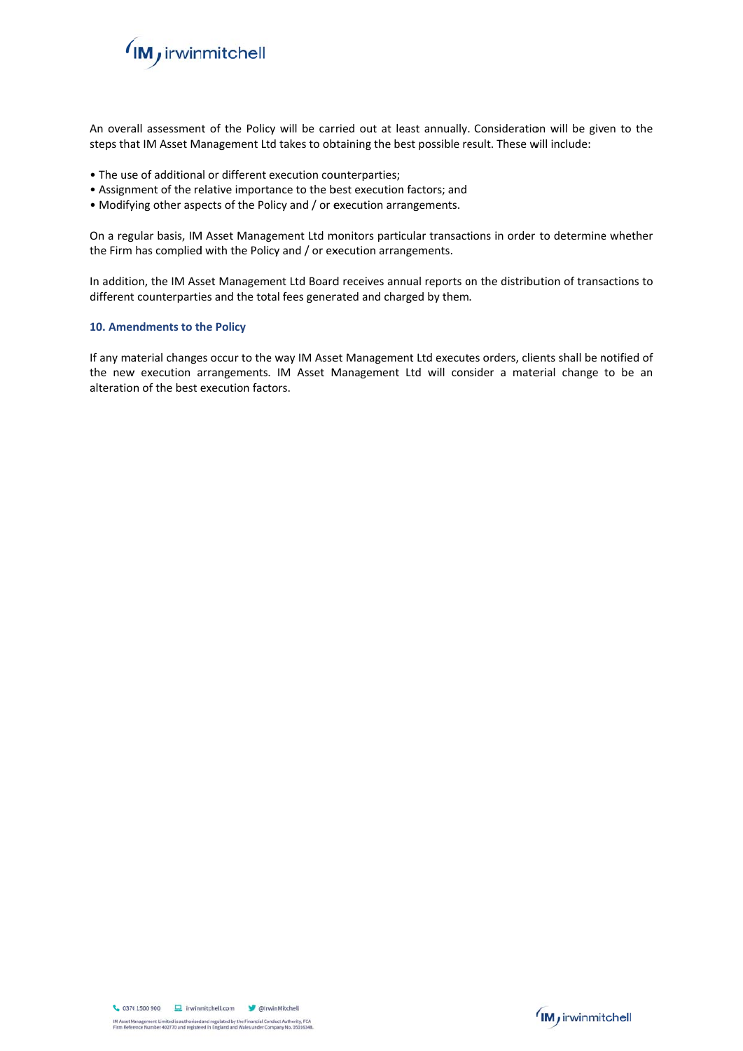An overall assessment of the Policy will be carried out at least annually. Consideration will be given to the steps that IM Asset Management Ltd takes to obtaining the best possible result. These will include:

- The use of additional or different execution counterparties;
- Assignment of the relative importance to the best execution factors; and
- Modifying other aspects of the Policy and / or execution arrangements.

On a regular basis, IM Asset Management Ltd monitors particular transactions in order to determine whether the Firm has complied with the Policy and / or execution arrangements.

In addition, the IM Asset Management Ltd Board receives annual reports on the distribution of transactions to different counterparties and the total fees generated and charged by them.

### 10. Amendments to the Policy

If any material changes occur to the way IM Asset Management Ltd executes orders, clients shall be notified of the new execution arrangements. IM Asset Management Ltd will consider a material change to be an alteration of the best execution factors.